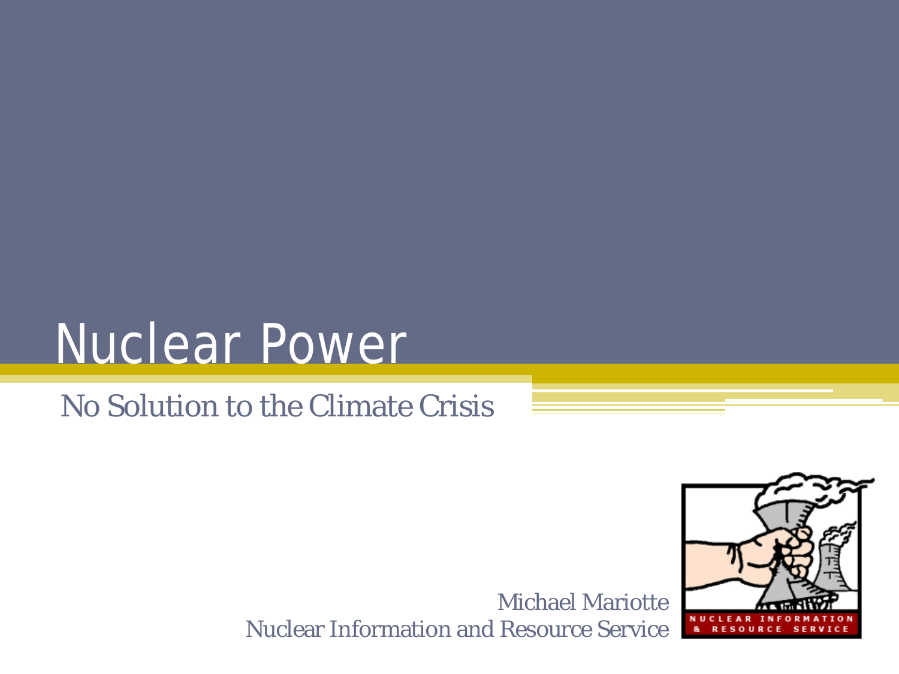# Nuclear Power

## No Solution to the Climate Crisis

Michael Mariotte
Nuclear Information and Resource Service

NUCLEAR INFORMATION & RESOURCE SERVICE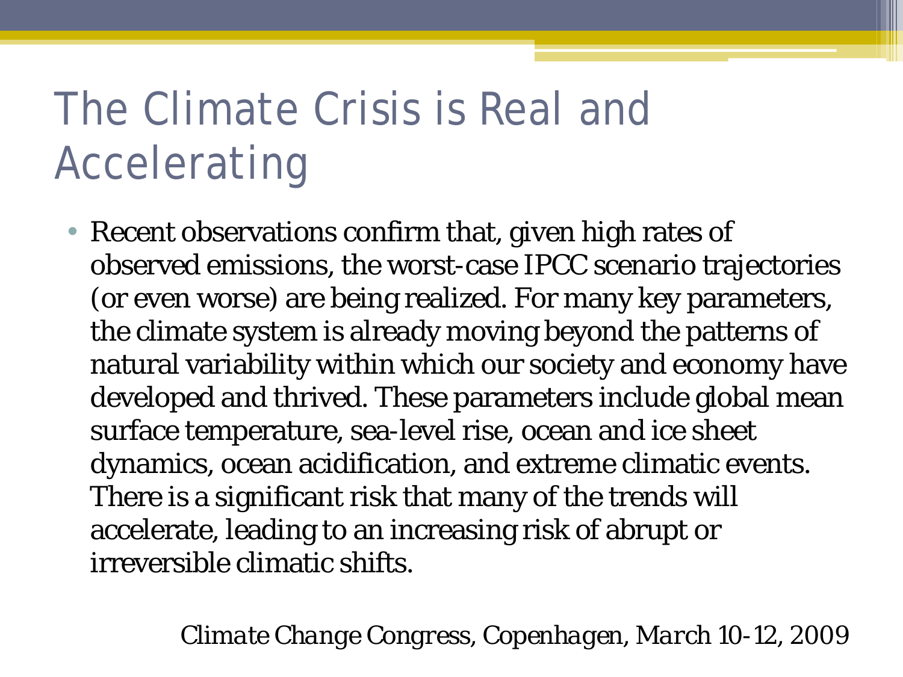# The Climate Crisis is Real and Accelerating

- Recent observations confirm that, given high rates of observed emissions, the worst-case IPCC scenario trajectories (or even worse) are being realized. For many key parameters, the climate system is already moving beyond the patterns of natural variability within which our society and economy have developed and thrived. These parameters include global mean surface temperature, sea-level rise, ocean and ice sheet dynamics, ocean acidification, and extreme climatic events. There is a significant risk that many of the trends will accelerate, leading to an increasing risk of abrupt or irreversible climatic shifts.

*Climate Change Congress, Copenhagen, March 10-12, 2009*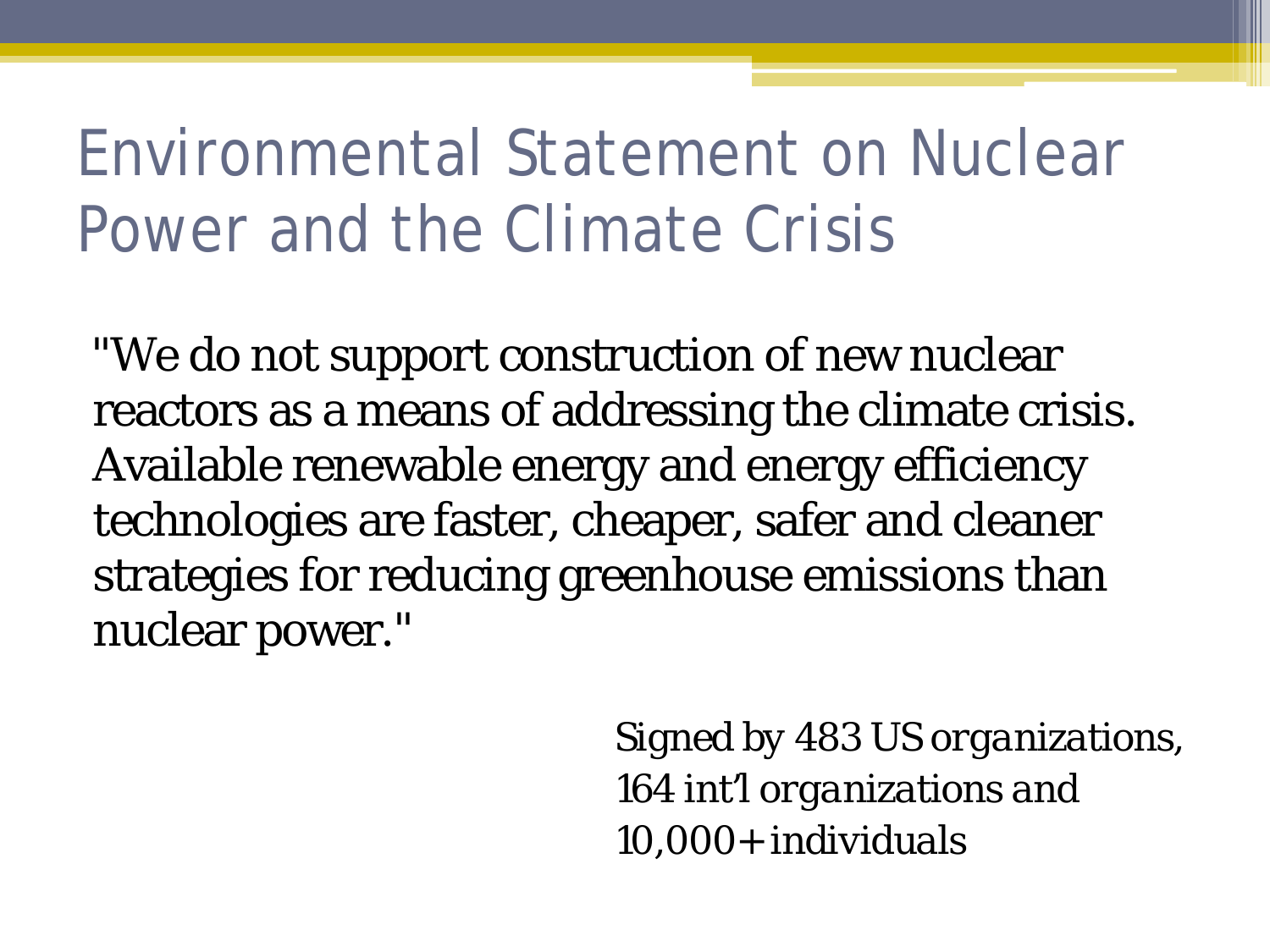# Environmental Statement on Nuclear Power and the Climate Crisis

"We do not support construction of new nuclear reactors as a means of addressing the climate crisis. Available renewable energy and energy efficiency technologies are faster, cheaper, safer and cleaner strategies for reducing greenhouse emissions than nuclear power."

*Signed by 483 US organizations, 164 int'l organizations and 10,000+ individuals*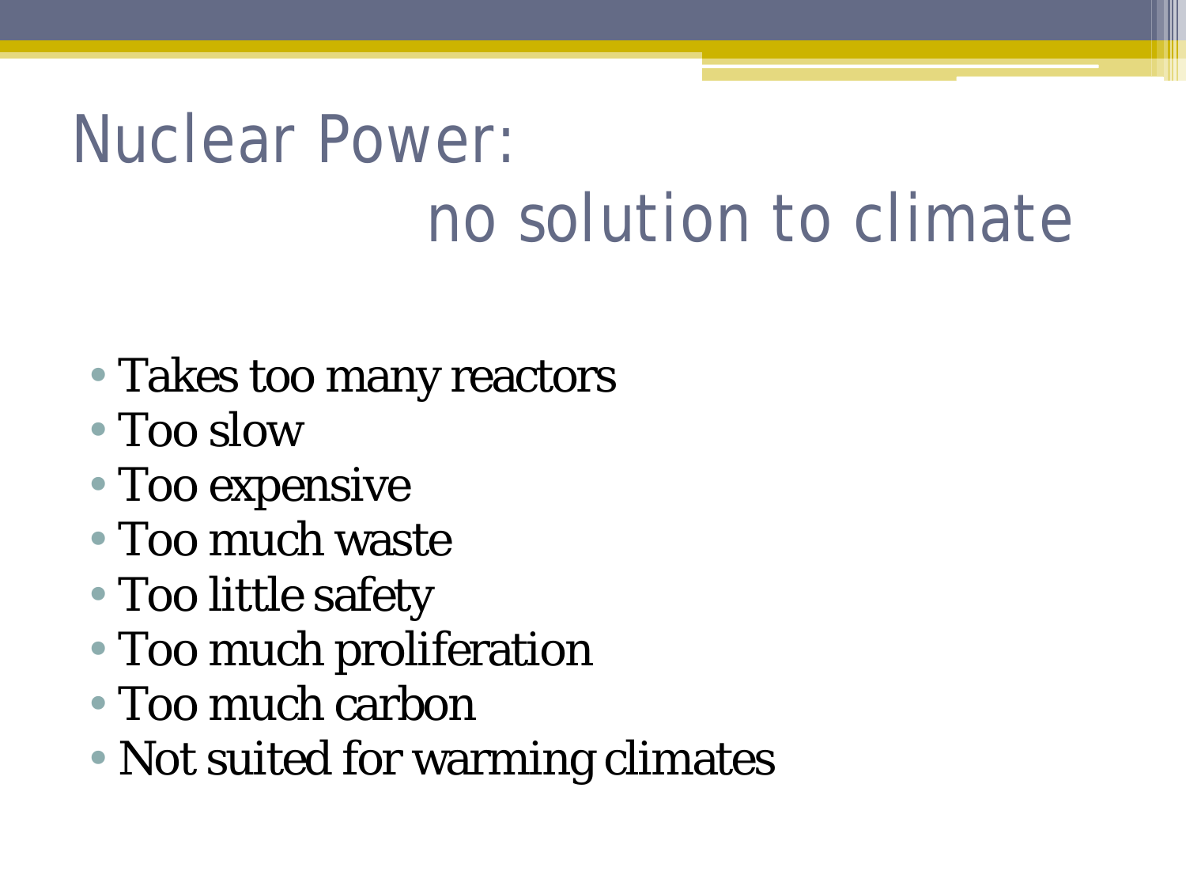# Nuclear Power: no solution to climate

- Takes too many reactors
- Too slow
- Too expensive
- Too much waste
- Too little safety
- Too much proliferation
- Too much carbon
- Not suited for warming climates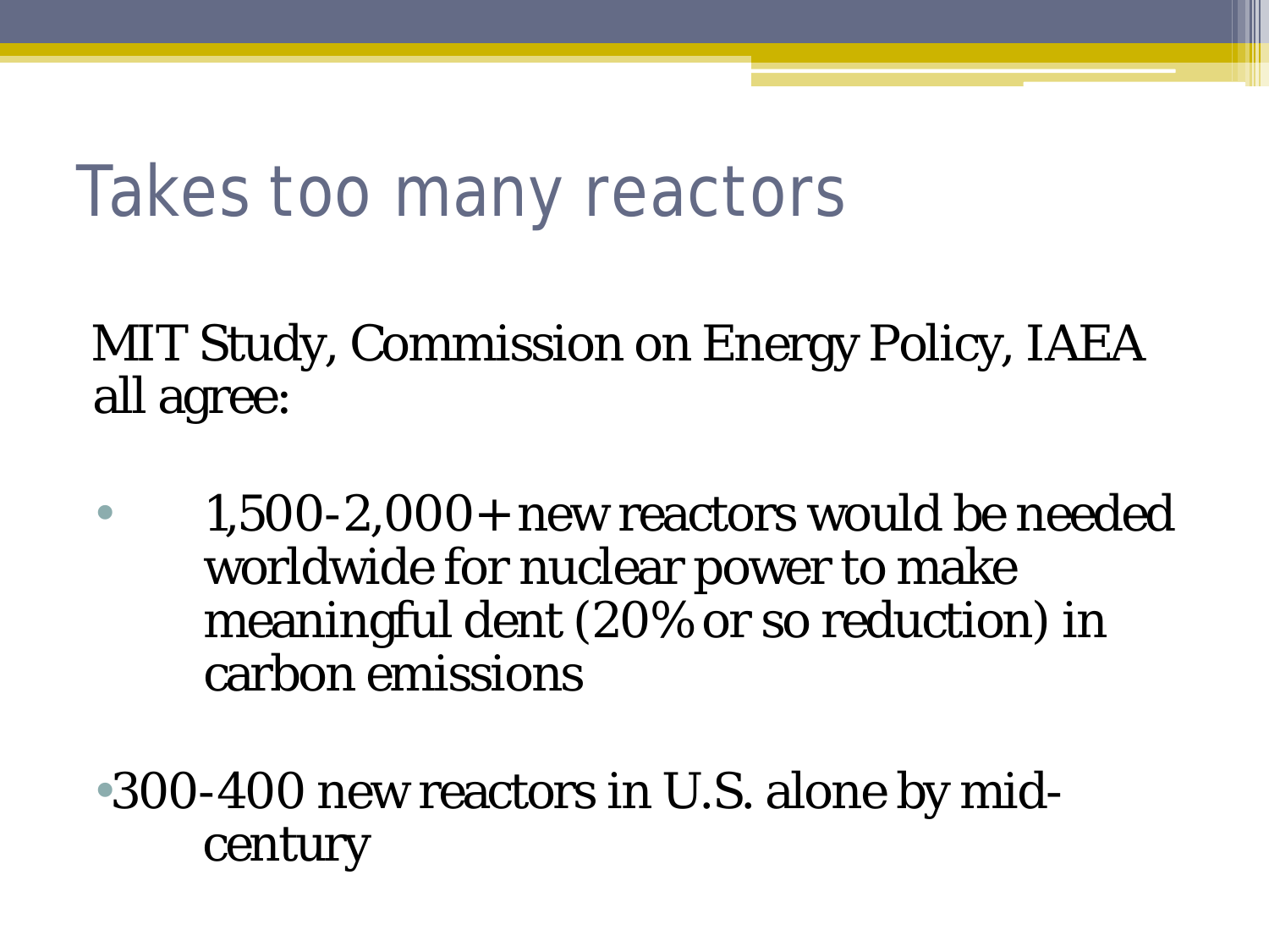# Takes too many reactors

MIT Study, Commission on Energy Policy, IAEA all agree:

- 1,500-2,000+ new reactors would be needed worldwide for nuclear power to make meaningful dent (20% or so reduction) in carbon emissions

- 300-400 new reactors in U.S. alone by mid-century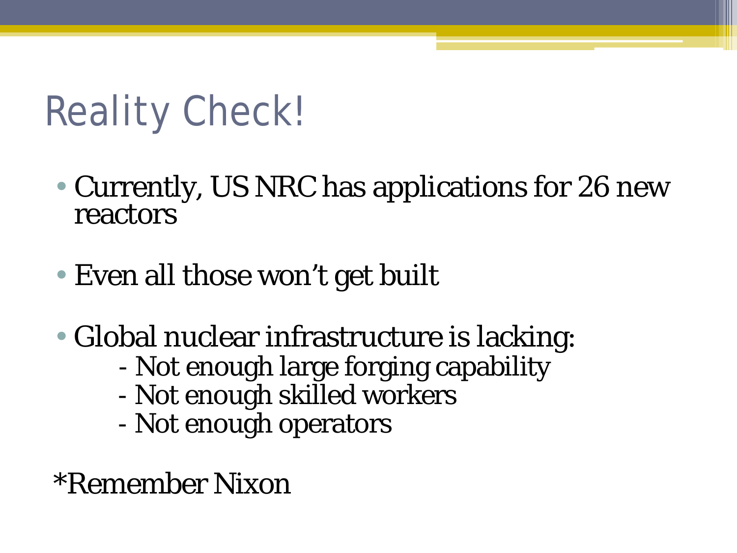# Reality Check!

- Currently, US NRC has applications for 26 new reactors
- Even all those won’t get built
- Global nuclear infrastructure is lacking:
  - Not enough large forging capability
  - Not enough skilled workers
  - Not enough operators

*Remember Nixon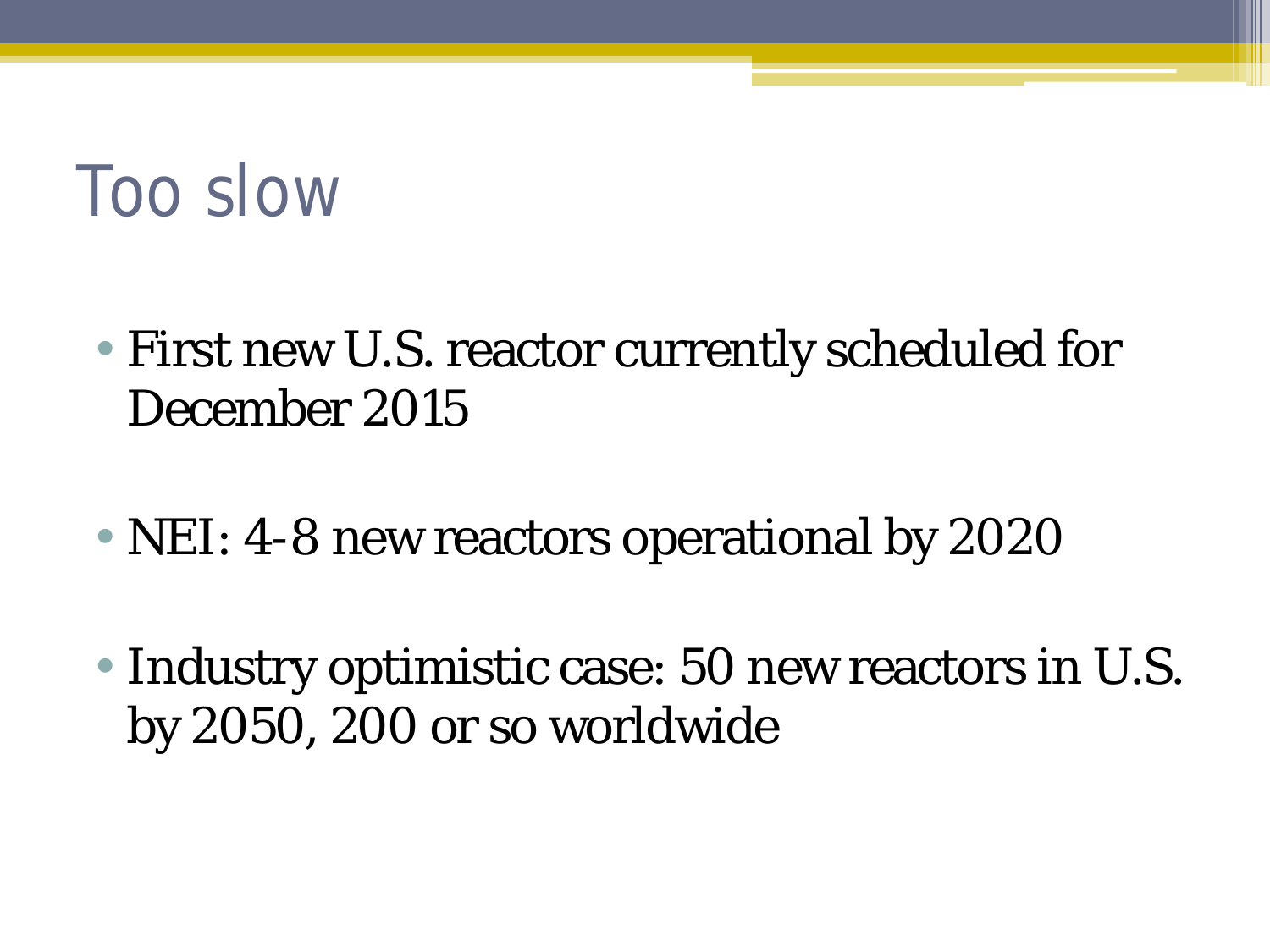# Too slow

- First new U.S. reactor currently scheduled for December 2015
- NEI: 4-8 new reactors operational by 2020
- Industry optimistic case: 50 new reactors in U.S. by 2050, 200 or so worldwide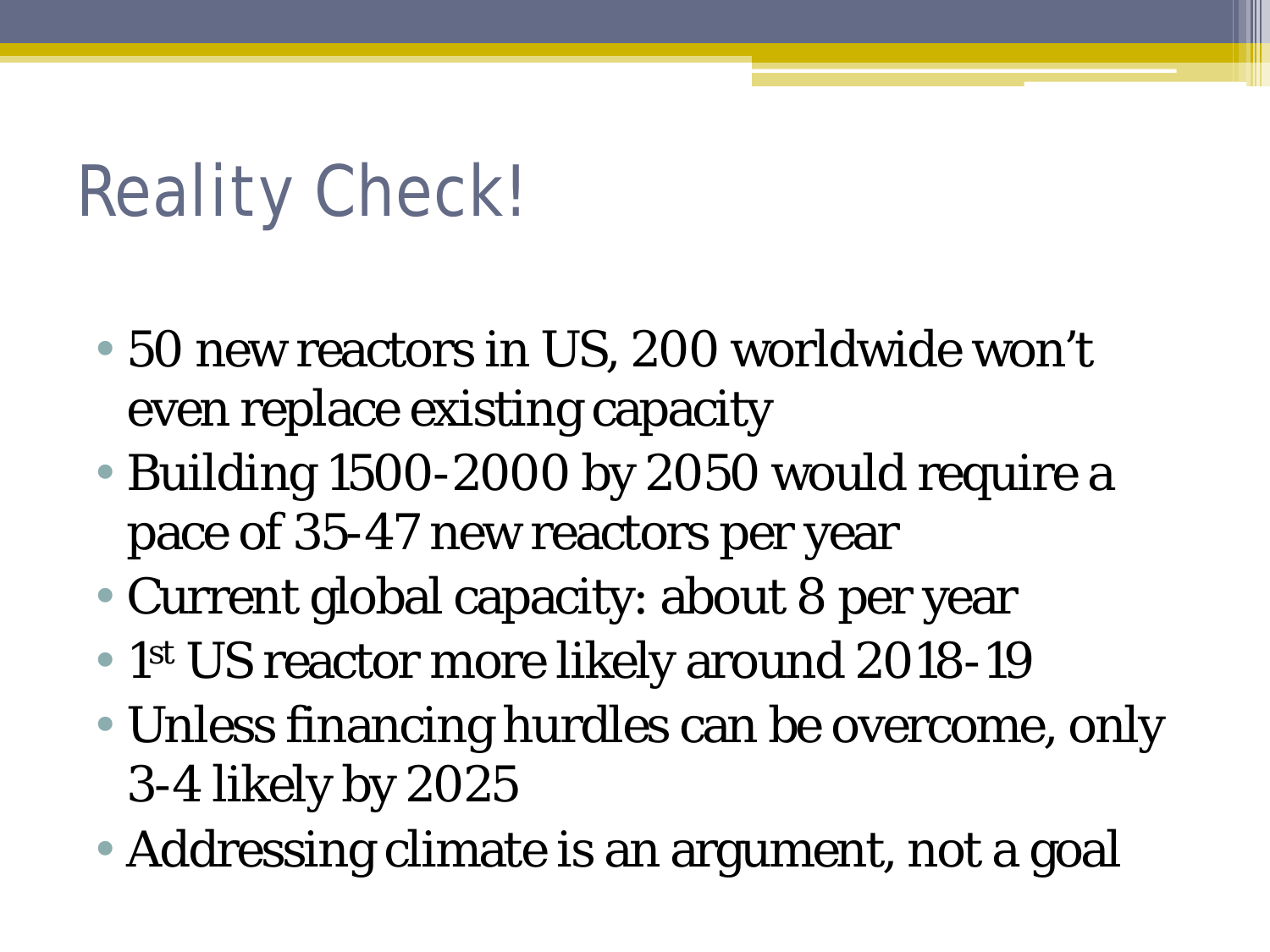# Reality Check!

- 50 new reactors in US, 200 worldwide won't even replace existing capacity
- Building 1500-2000 by 2050 would require a pace of 35-47 new reactors per year
- Current global capacity: about 8 per year
- 1st US reactor more likely around 2018-19
- Unless financing hurdles can be overcome, only 3-4 likely by 2025
- Addressing climate is an argument, not a goal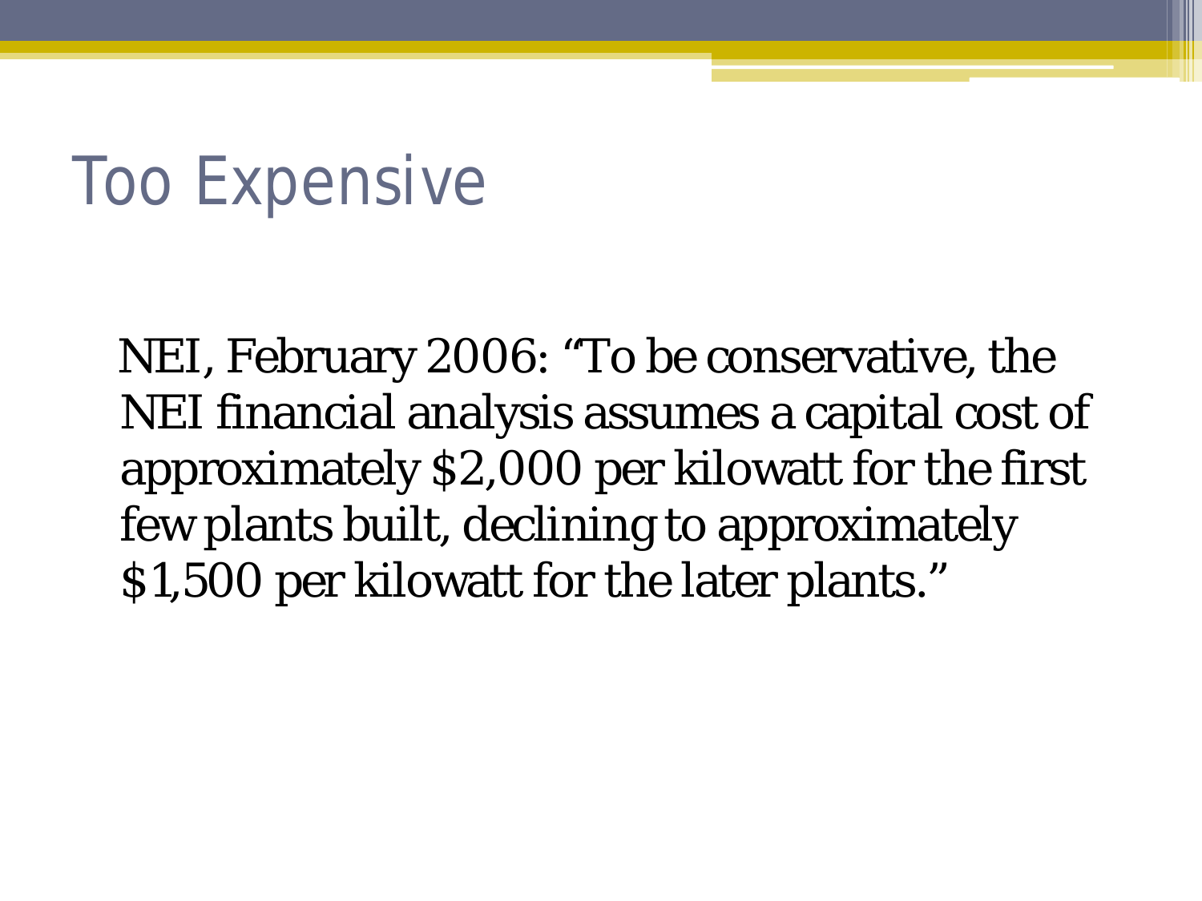# Too Expensive

NEI, February 2006: "To be conservative, the NEI financial analysis assumes a capital cost of approximately $2,000 per kilowatt for the first few plants built, declining to approximately $1,500 per kilowatt for the later plants."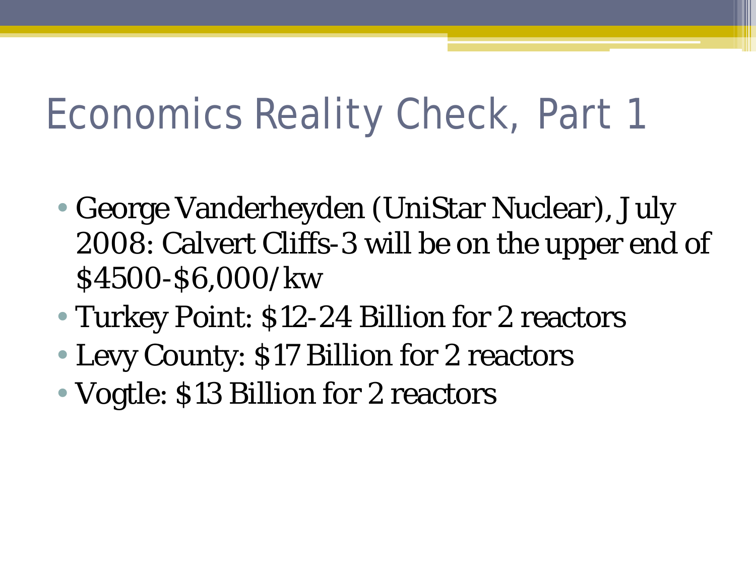# Economics Reality Check, Part 1

- George Vanderheyden (UniStar Nuclear), July 2008: Calvert Cliffs-3 will be on the upper end of $4500-$6,000/kw
- Turkey Point: $12-24 Billion for 2 reactors
- Levy County: $17 Billion for 2 reactors
- Vogtle: $13 Billion for 2 reactors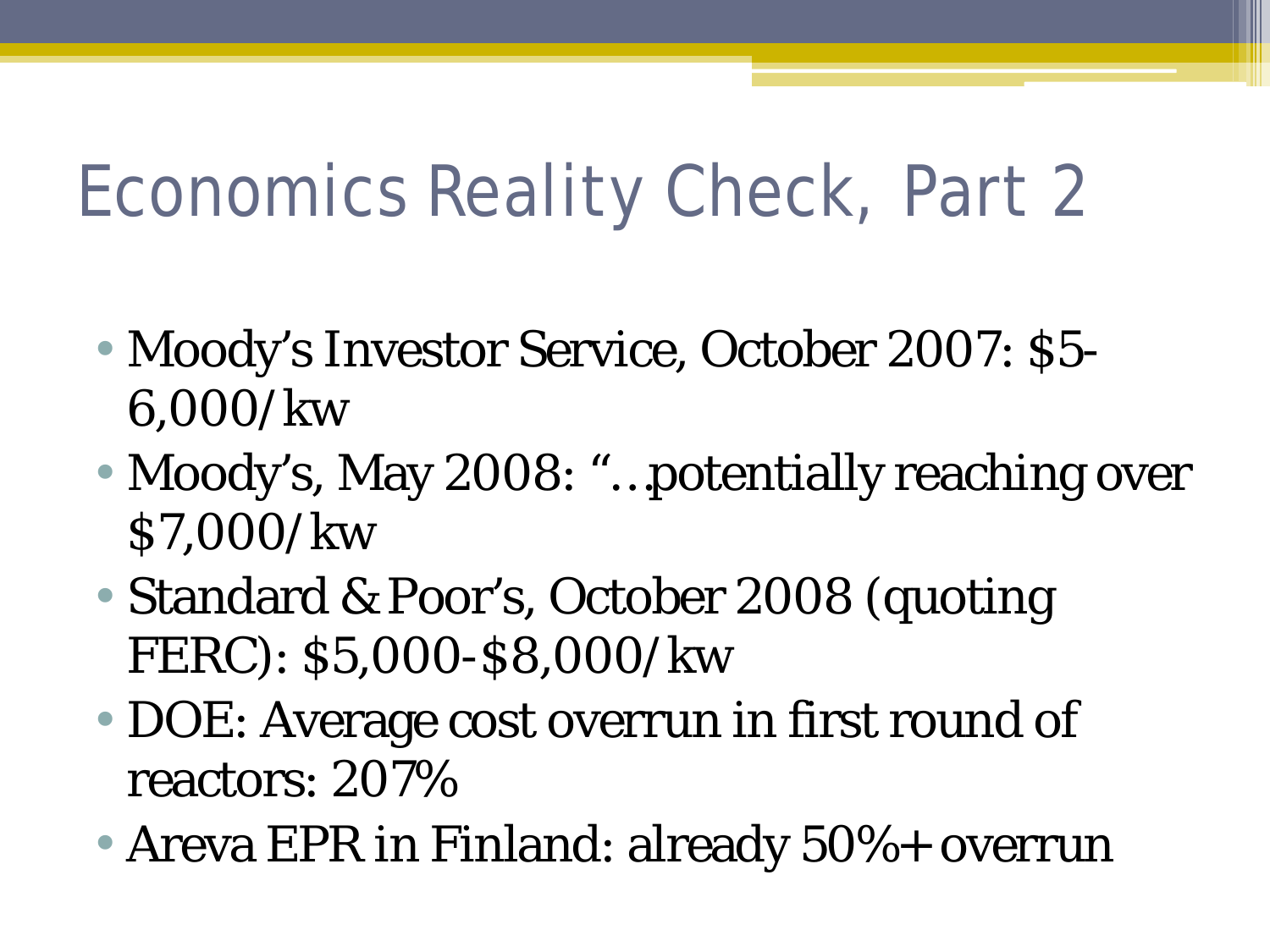# Economics Reality Check, Part 2

- Moody's Investor Service, October 2007: $5-6,000/kw
- Moody's, May 2008: "…potentially reaching over $7,000/kw
- Standard & Poor's, October 2008 (quoting FERC): $5,000-$8,000/kw
- DOE: Average cost overrun in first round of reactors: 207%
- Areva EPR in Finland: already 50%+ overrun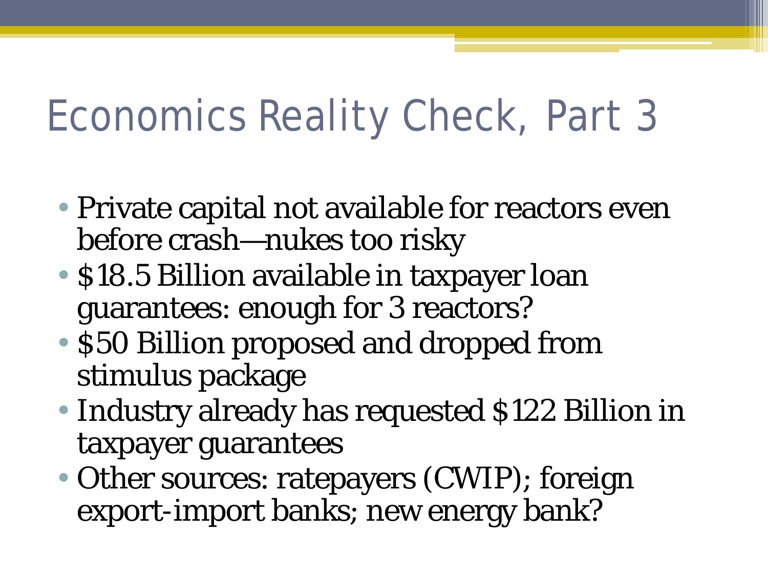# Economics Reality Check, Part 3

- Private capital not available for reactors even before crash—nukes too risky
- $18.5 Billion available in taxpayer loan guarantees: enough for 3 reactors?
- $50 Billion proposed and dropped from stimulus package
- Industry already has requested $122 Billion in taxpayer guarantees
- Other sources: ratepayers (CWIP); foreign export-import banks; new energy bank?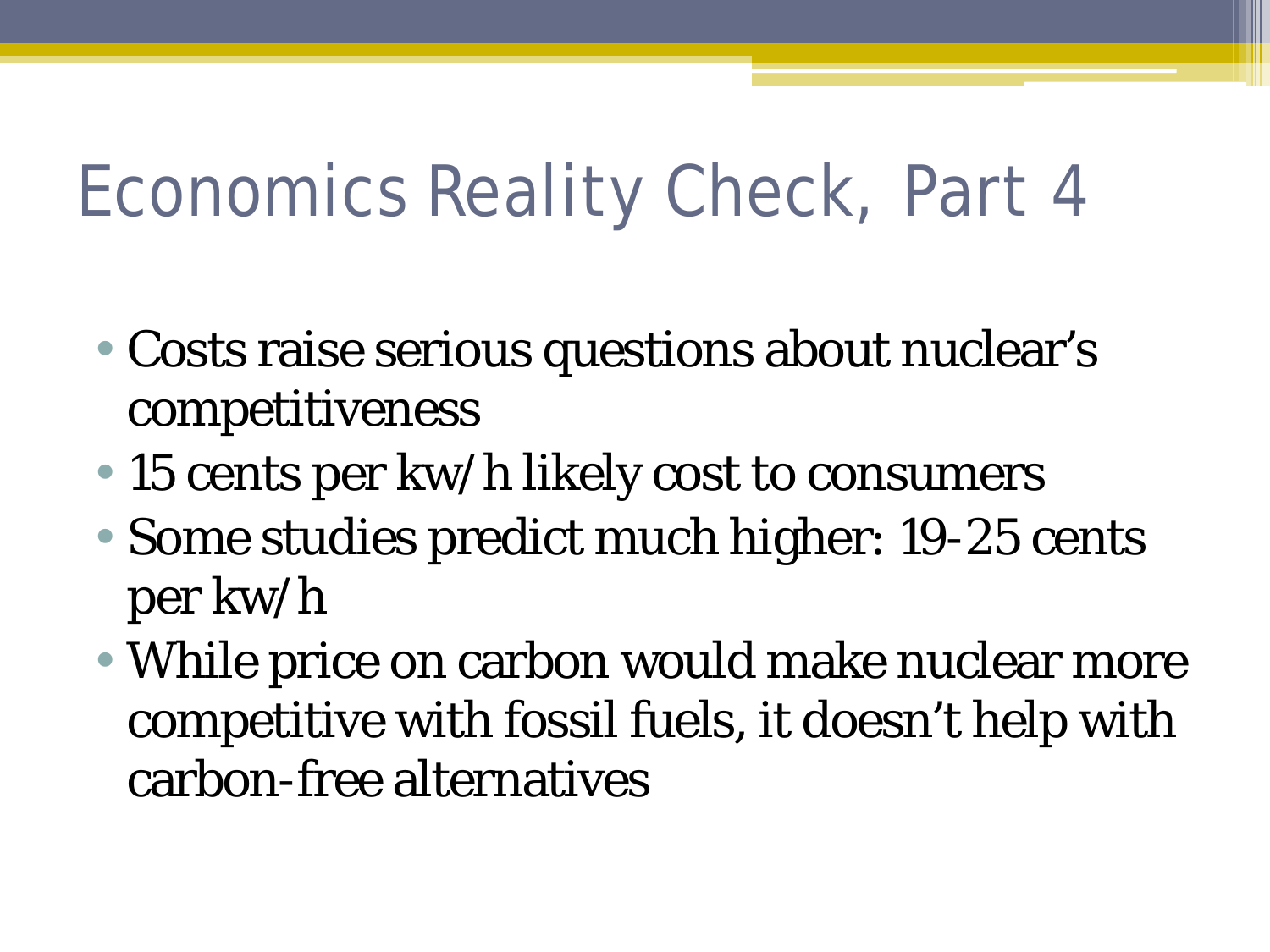# Economics Reality Check, Part 4

- Costs raise serious questions about nuclear's competitiveness
- 15 cents per kw/h likely cost to consumers
- Some studies predict much higher: 19-25 cents per kw/h
- While price on carbon would make nuclear more competitive with fossil fuels, it doesn't help with carbon-free alternatives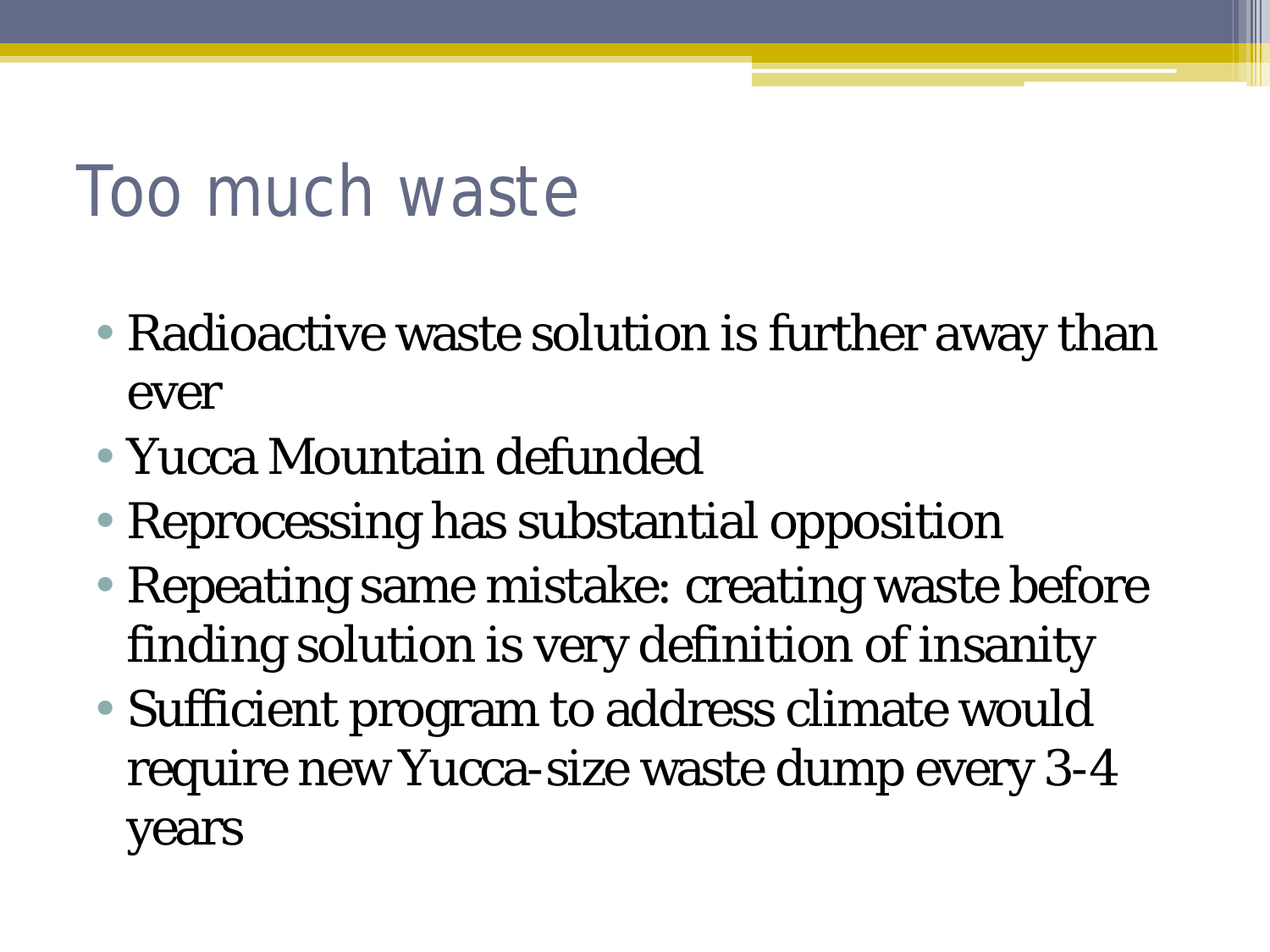# Too much waste

- Radioactive waste solution is further away than ever
- Yucca Mountain defunded
- Reprocessing has substantial opposition
- Repeating same mistake: creating waste before finding solution is very definition of insanity
- Sufficient program to address climate would require new Yucca-size waste dump every 3-4 years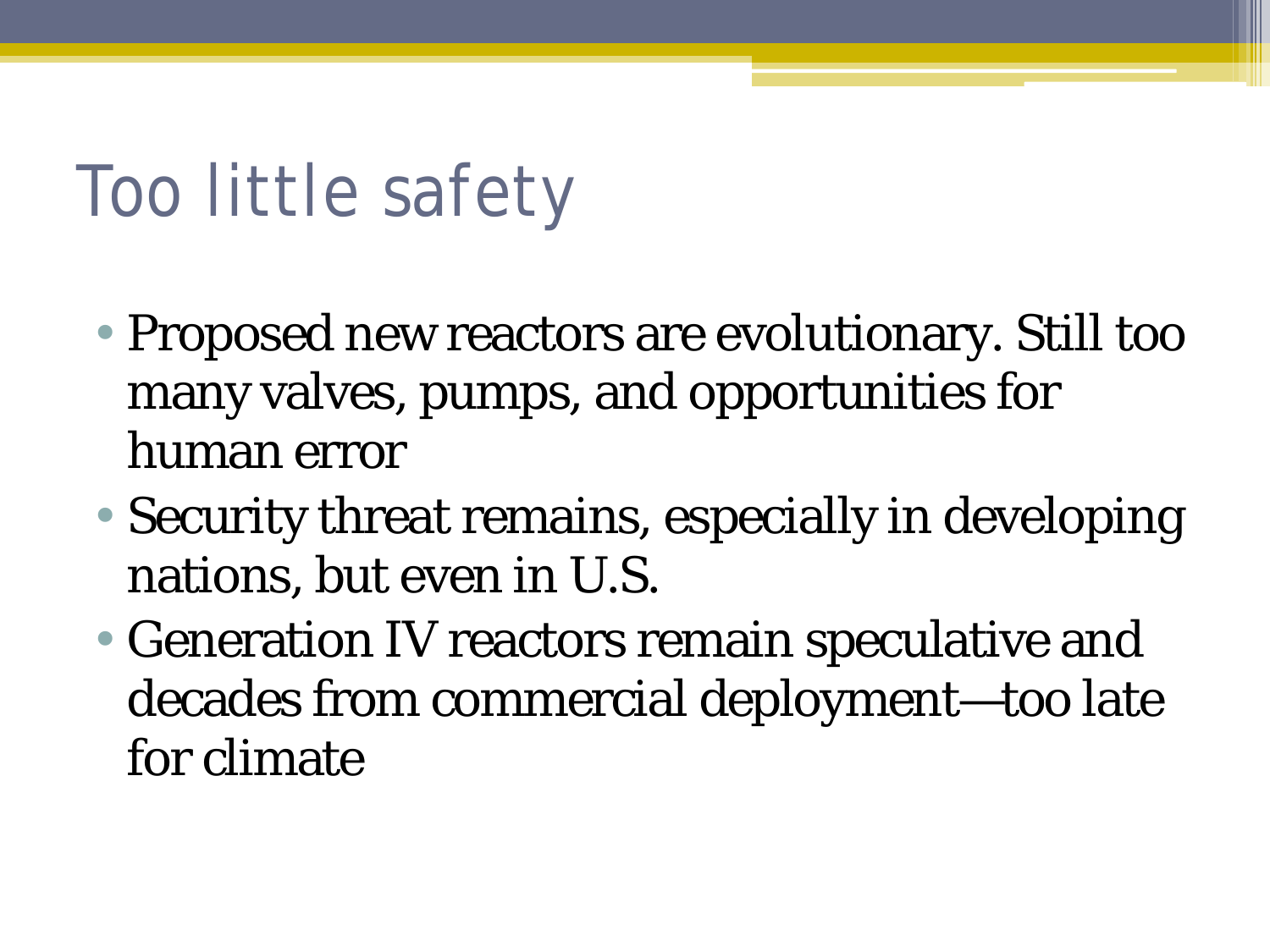# Too little safety

- Proposed new reactors are evolutionary. Still too many valves, pumps, and opportunities for human error
- Security threat remains, especially in developing nations, but even in U.S.
- Generation IV reactors remain speculative and decades from commercial deployment—too late for climate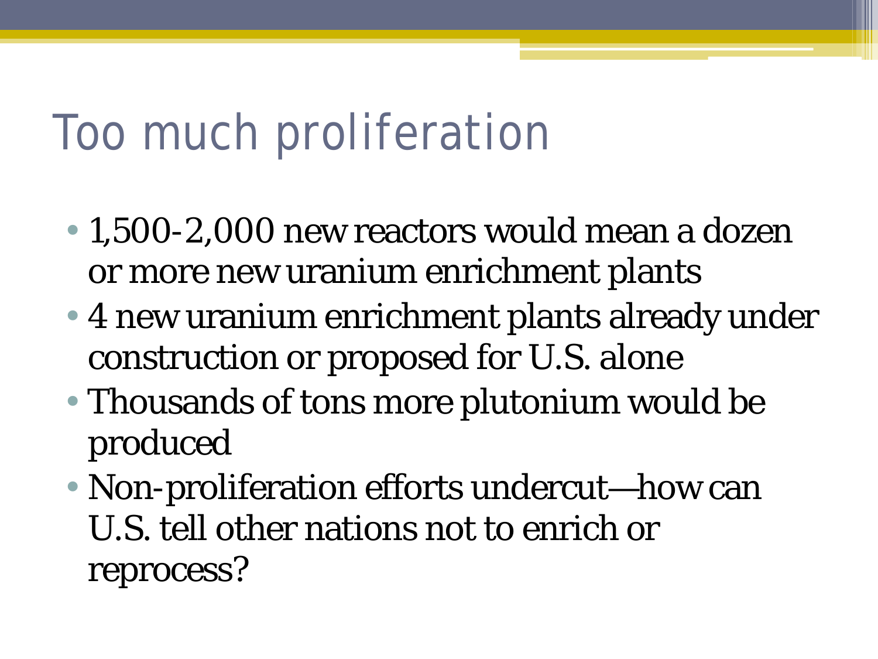# Too much proliferation

- 1,500-2,000 new reactors would mean a dozen or more new uranium enrichment plants
- 4 new uranium enrichment plants already under construction or proposed for U.S. alone
- Thousands of tons more plutonium would be produced
- Non-proliferation efforts undercut—how can U.S. tell other nations not to enrich or reprocess?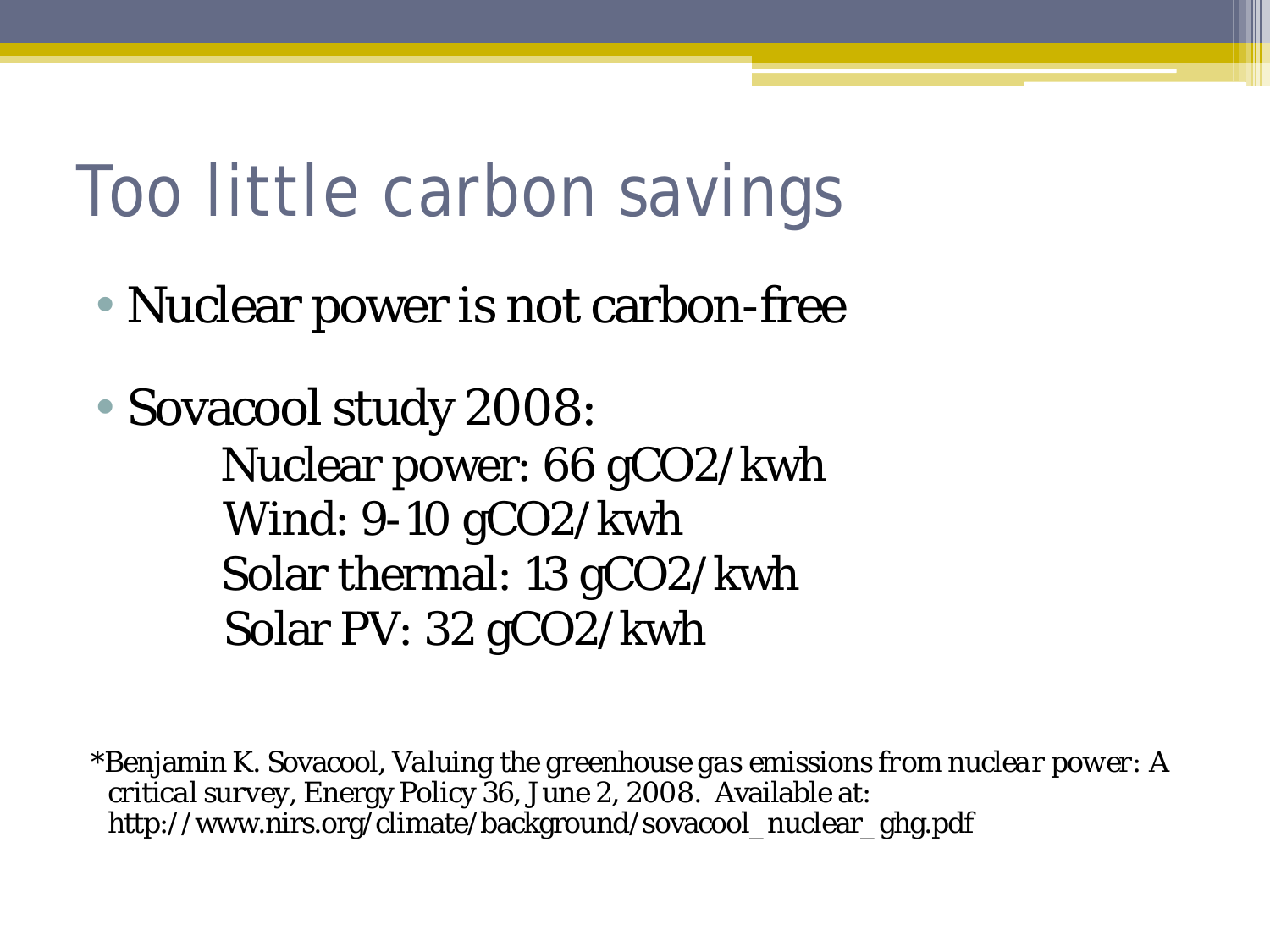# Too little carbon savings

- Nuclear power is not carbon-free
- Sovacool study 2008:

  Nuclear power: 66 gCO2/kwh
  Wind: 9-10 gCO2/kwh
  Solar thermal: 13 gCO2/kwh
  Solar PV: 32 gCO2/kwh

*Benjamin K. Sovacool, *Valuing the greenhouse gas emissions from nuclear power: A critical survey*, Energy Policy 36, June 2, 2008. Available at: http://www.nirs.org/climate/background/sovacool_nuclear_ghg.pdf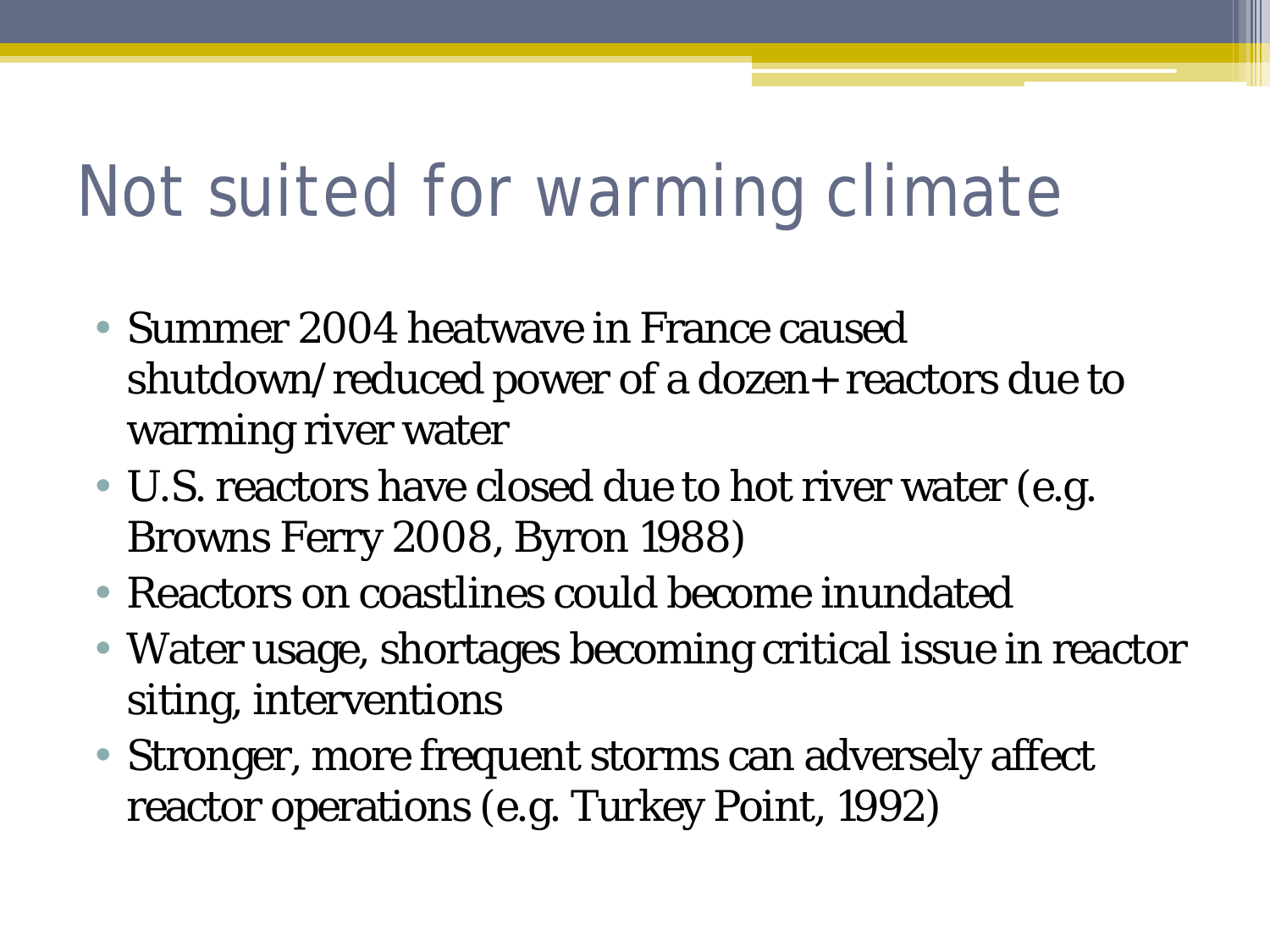# Not suited for warming climate

- Summer 2004 heatwave in France caused shutdown/reduced power of a dozen+ reactors due to warming river water
- U.S. reactors have closed due to hot river water (e.g. Browns Ferry 2008, Byron 1988)
- Reactors on coastlines could become inundated
- Water usage, shortages becoming critical issue in reactor siting, interventions
- Stronger, more frequent storms can adversely affect reactor operations (e.g. Turkey Point, 1992)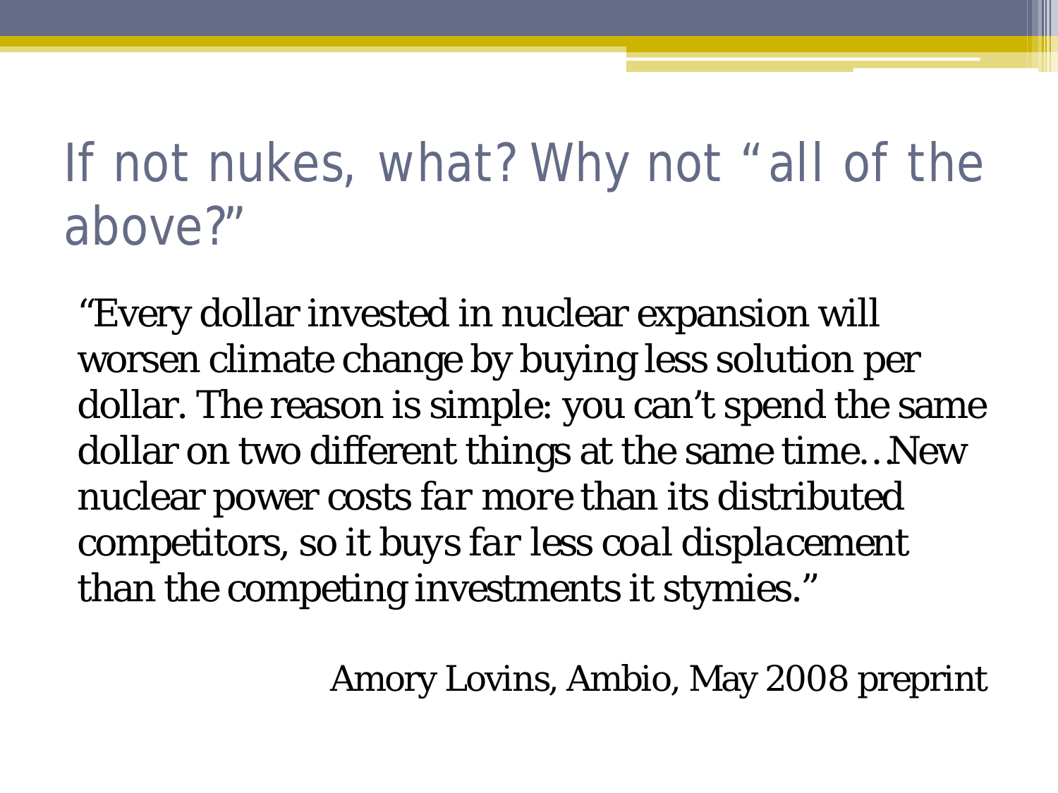# If not nukes, what? Why not "all of the above?"

"Every dollar invested in nuclear expansion will worsen climate change by buying less solution per dollar. The reason is simple: you can't spend the same dollar on two different things at the same time…New nuclear power costs *far more* than its distributed competitors, so it buys *far less coal displacement* than the competing investments it stymies."

Amory Lovins, Ambio, May 2008 preprint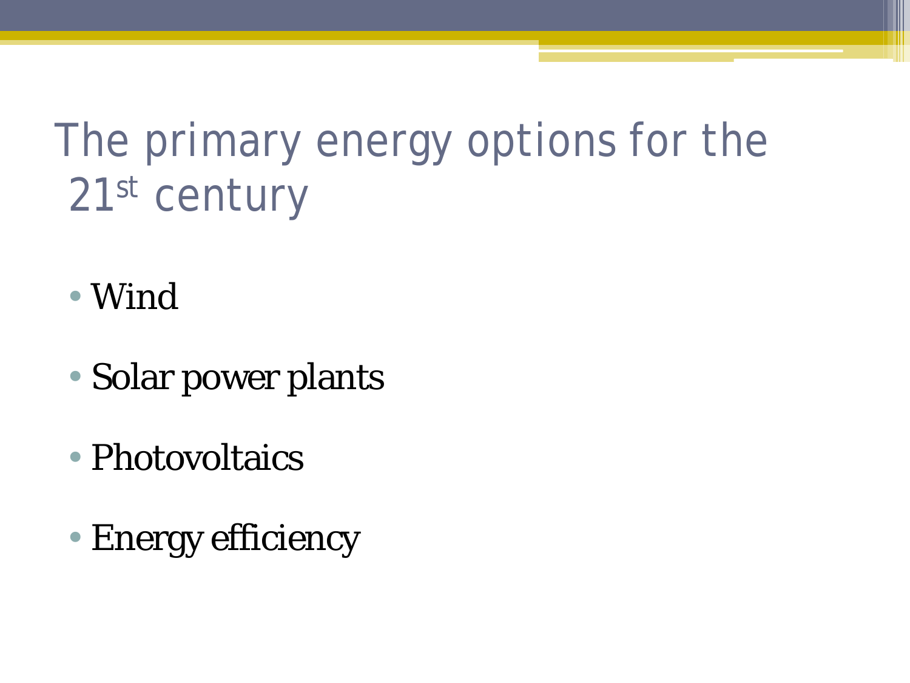# The primary energy options for the 21st century

- Wind
- Solar power plants
- Photovoltaics
- Energy efficiency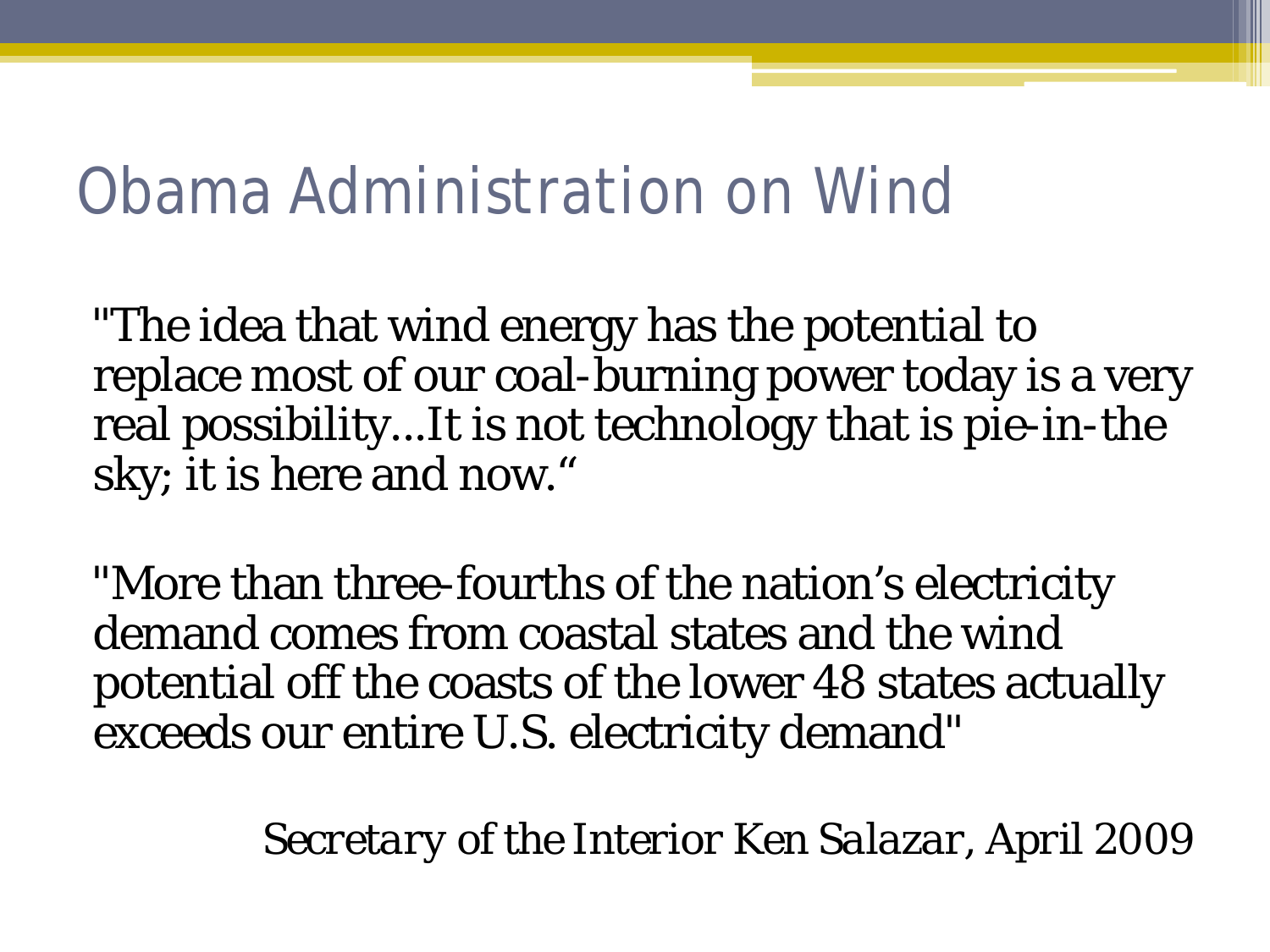# Obama Administration on Wind

"The idea that wind energy has the potential to replace most of our coal-burning power today is a very real possibility...It is not technology that is pie-in-the sky; it is here and now."

"More than three-fourths of the nation's electricity demand comes from coastal states and the wind potential off the coasts of the lower 48 states actually exceeds our entire U.S. electricity demand"

*Secretary of the Interior Ken Salazar, April 2009*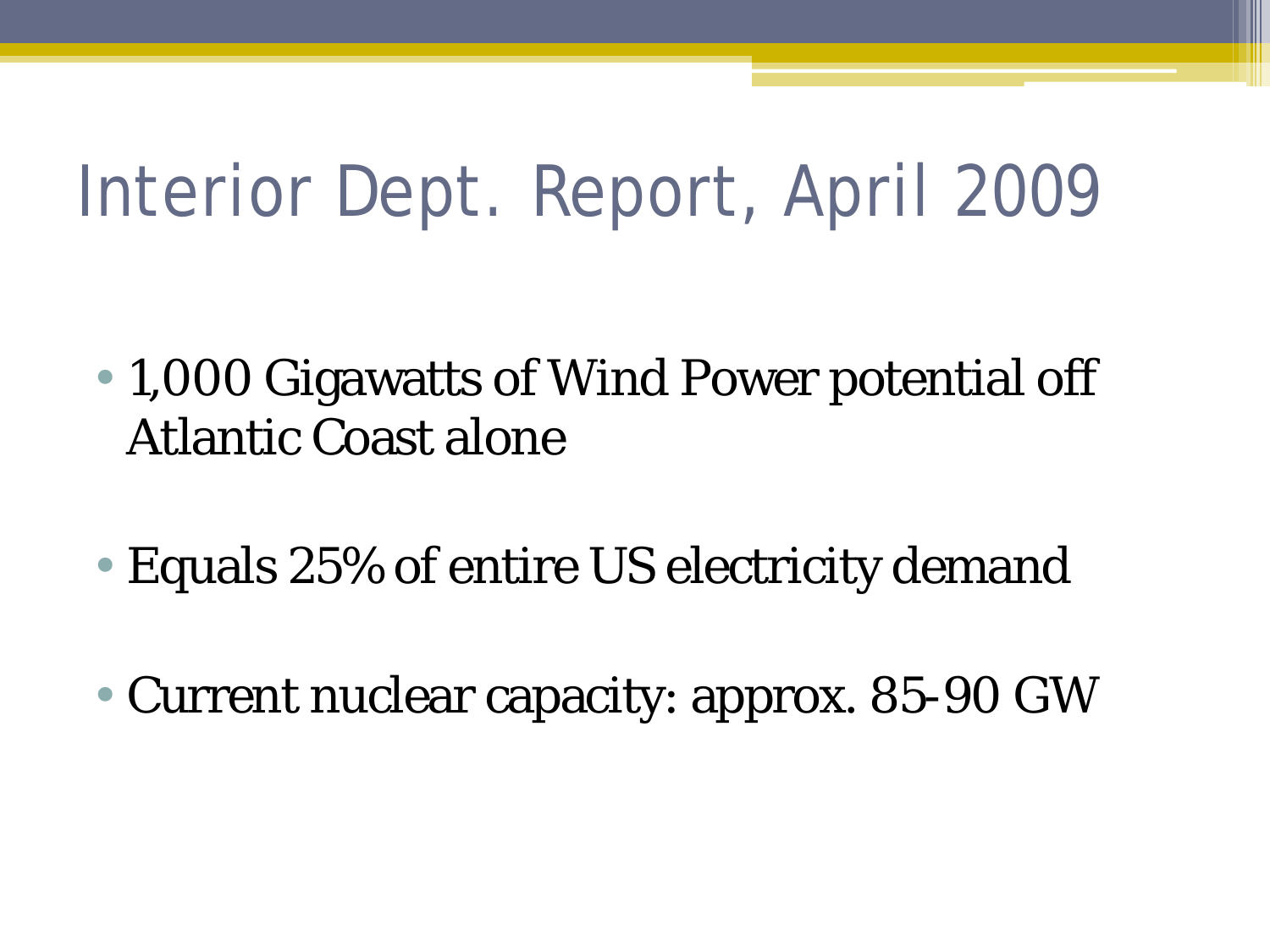# Interior Dept. Report, April 2009

- 1,000 Gigawatts of Wind Power potential off Atlantic Coast alone
- Equals 25% of entire US electricity demand
- Current nuclear capacity: approx. 85-90 GW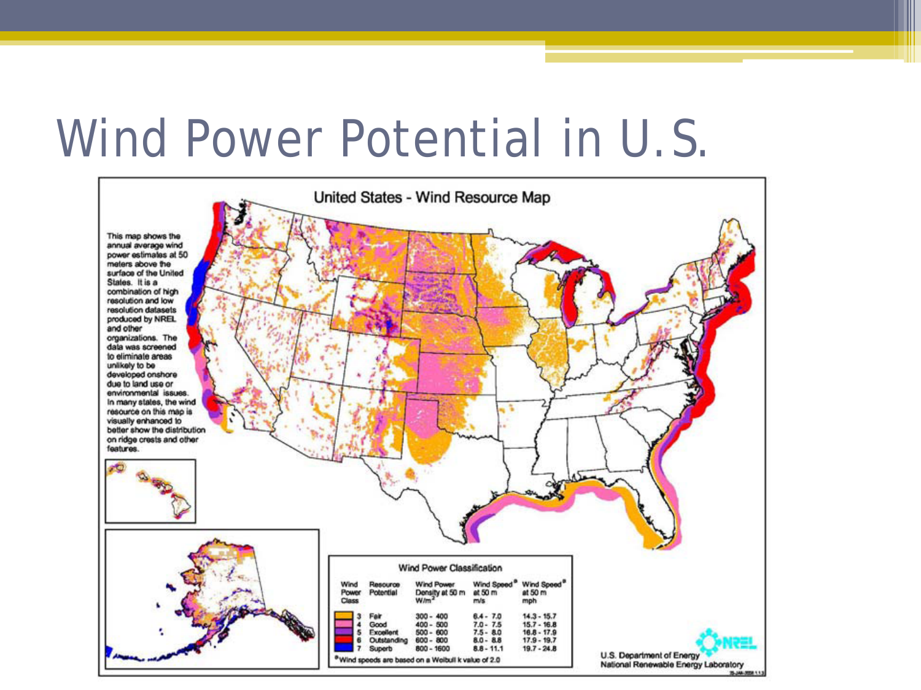# Wind Power Potential in U.S.

United States - Wind Resource Map

This map shows the annual average wind power estimates at 50 meters above the surface of the United States. It is a combination of high resolution and low resolution datasets produced by NREL and other organizations. The data was screened to eliminate areas unlikely to be developed onshore due to land use or environmental issues. In many states, the wind resource on this map is visually enhanced to better show the distribution on ridge crests and other features.

Wind Power Classification

| Wind Power Class | Resource Potential | Wind Power Density at 50 m W/m² | Wind Speed[a] at 50 m m/s | Wind Speed[a] at 50 m mph |
| --- | --- | --- | --- | --- |
| 3 | Fair | 300 - 400 | 6.4 - 7.0 | 14.3 - 15.7 |
| 4 | Good | 400 - 500 | 7.0 - 7.5 | 15.7 - 16.8 |
| 5 | Excellent | 500 - 600 | 7.5 - 8.0 | 16.8 - 17.9 |
| 6 | Outstanding | 600 - 800 | 8.0 - 8.8 | 17.9 - 19.7 |
| 7 | Superb | 800 - 1600 | 8.8 - 11.1 | 19.7 - 24.8 |

[a] Wind speeds are based on a Weibull k value of 2.0

U.S. Department of Energy
National Renewable Energy Laboratory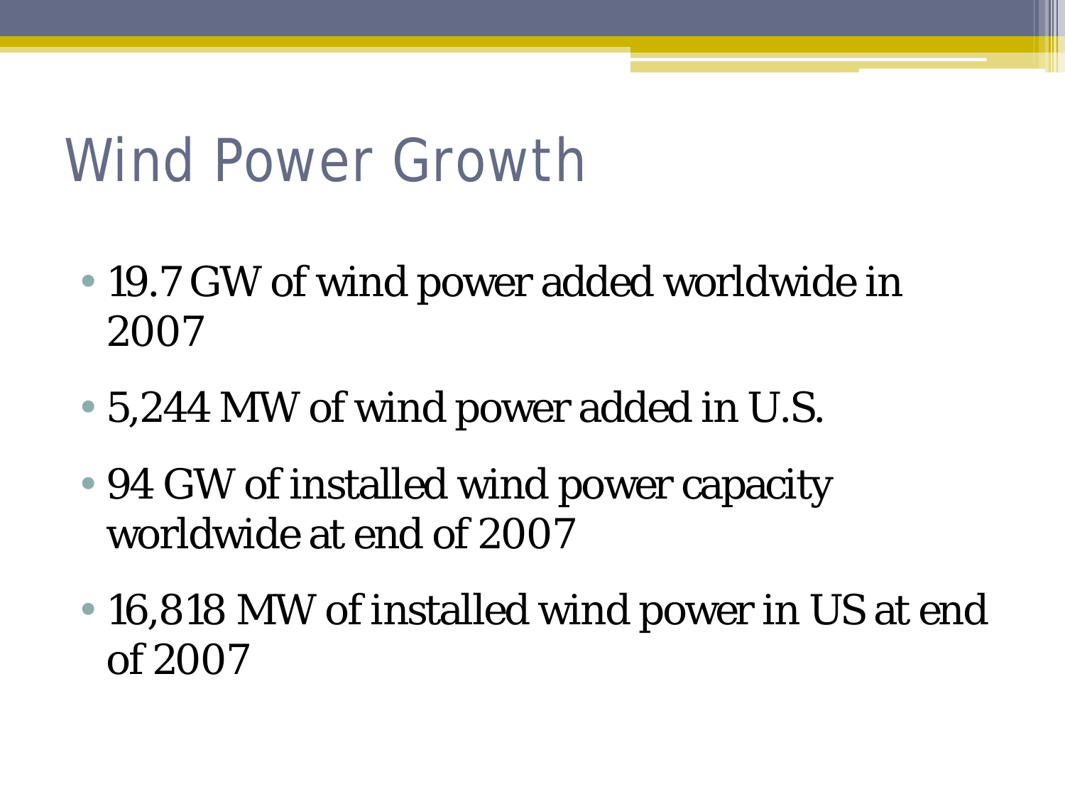# Wind Power Growth

- 19.7 GW of wind power added worldwide in 2007
- 5,244 MW of wind power added in U.S.
- 94 GW of installed wind power capacity worldwide at end of 2007
- 16,818 MW of installed wind power in US at end of 2007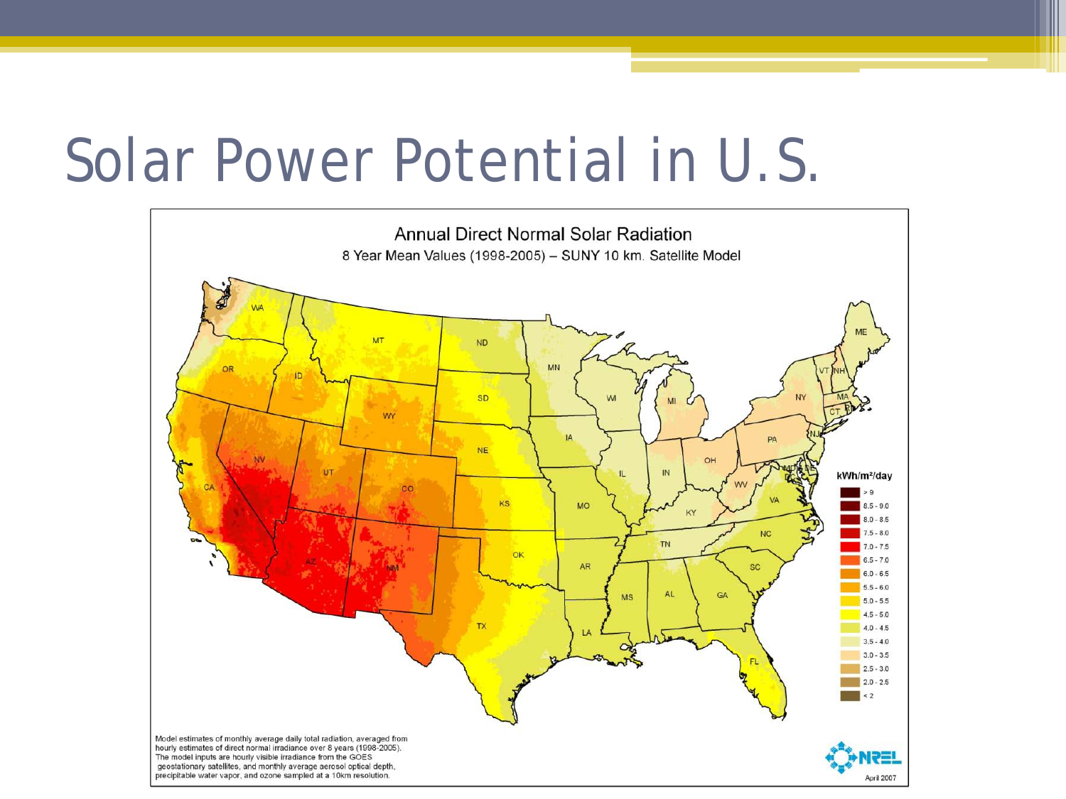# Solar Power Potential in U.S.

Annual Direct Normal Solar Radiation

8 Year Mean Values (1998-2005) – SUNY 10 km. Satellite Model

WA
OR
CA
NV
ID
MT
WY
UT
AZ
CO
NM
ND
SD
NE
KS
OK
TX
MN
IA
MO
AR
LA
WI
IL
MI
IN
OH
KY
TN
MS
AL
GA
FL
SC
NC
VA
WV
PA
NY
ME
VT
NH
MA
CT
RI
NJ
MD
DE
DC

kWh/m²/day

> 9
8.5 - 9.0
8.0 - 8.5
7.5 - 8.0
7.0 - 7.5
6.5 - 7.0
6.0 - 6.5
5.5 - 6.0
5.0 - 5.5
4.5 - 5.0
4.0 - 4.5
3.5 - 4.0
3.0 - 3.5
2.5 - 3.0
2.0 - 2.5
< 2

Model estimates of monthly average daily total radiation, averaged from hourly estimates of direct normal irradiance over 8 years (1998-2005). The model inputs are hourly visible irradiance from the GOES geostationary satellites, and monthly average aerosol optical depth, precipitable water vapor, and ozone sampled at a 10km resolution.

NREL

April 2007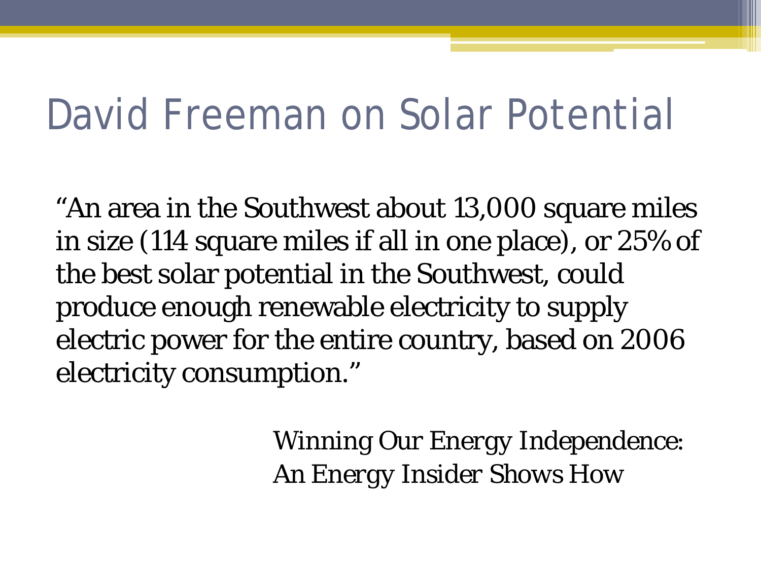# David Freeman on Solar Potential

"An area in the Southwest about 13,000 square miles in size (114 square miles if all in one place), or 25% of the best solar potential in the Southwest, could produce enough renewable electricity to supply electric power for the entire country, based on 2006 electricity consumption."

Winning Our Energy Independence: An Energy Insider Shows How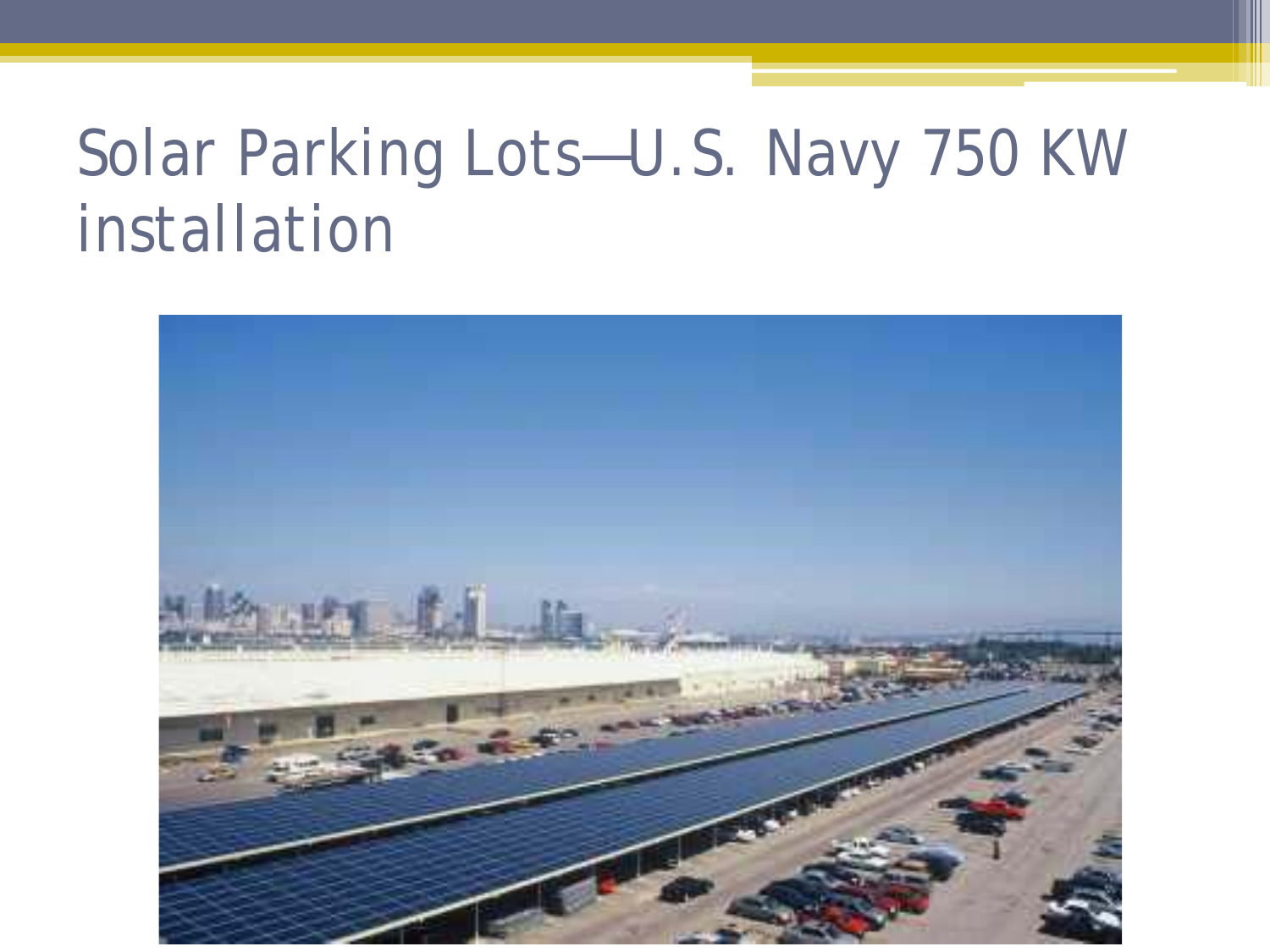# Solar Parking Lots—U.S. Navy 750 KW installation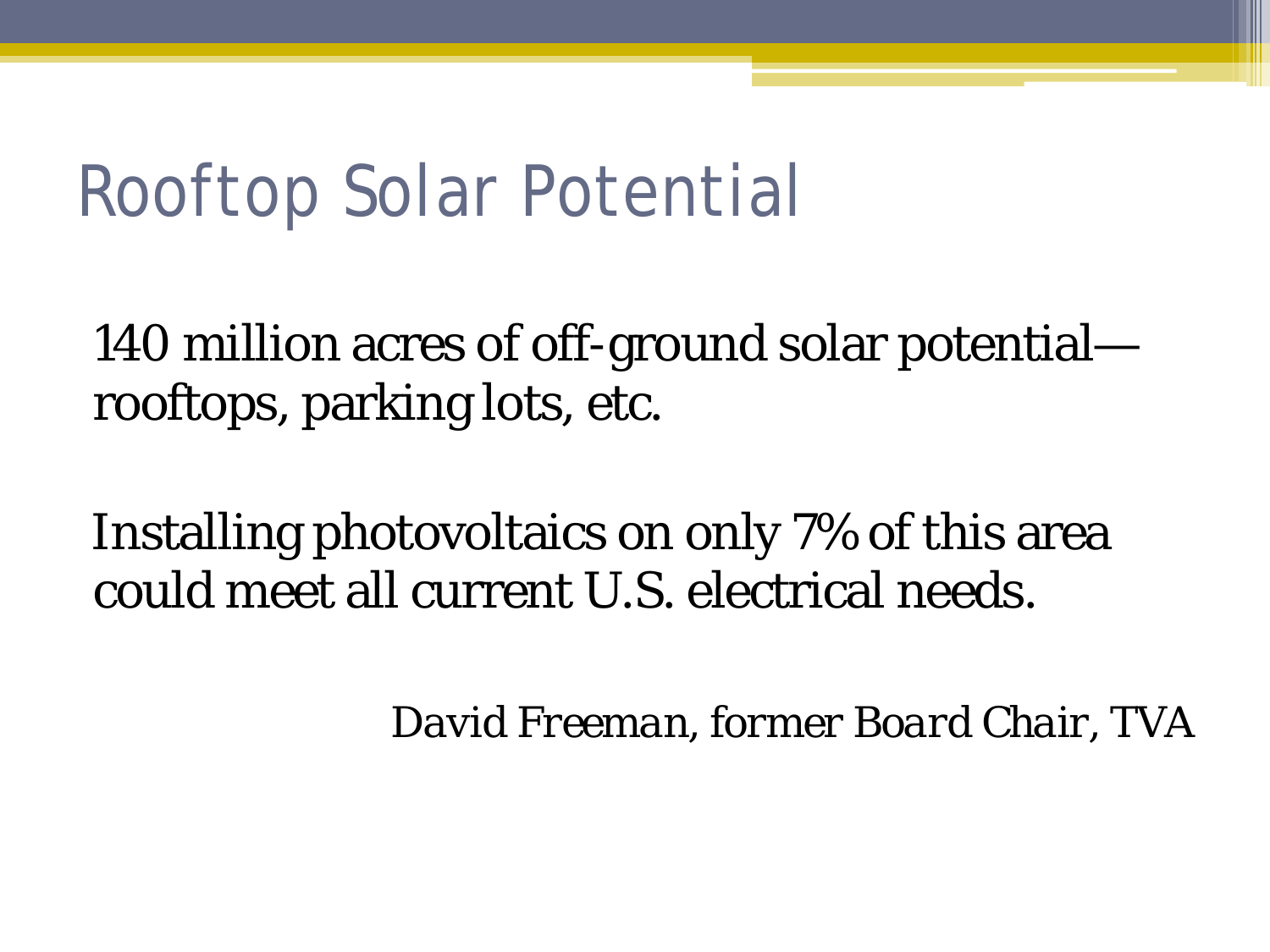# Rooftop Solar Potential

140 million acres of off-ground solar potential—rooftops, parking lots, etc.

Installing photovoltaics on only 7% of this area could meet all current U.S. electrical needs.

*David Freeman, former Board Chair, TVA*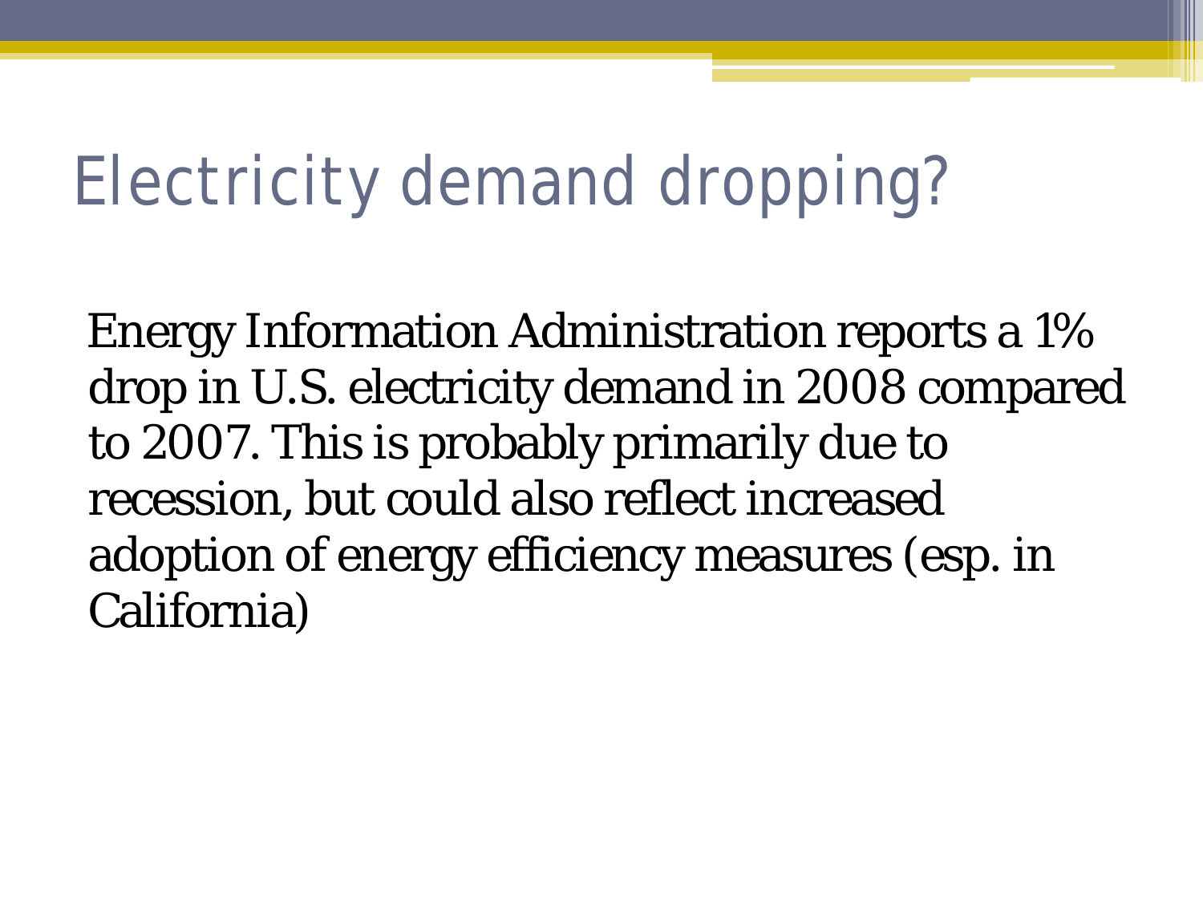# Electricity demand dropping?

Energy Information Administration reports a 1% drop in U.S. electricity demand in 2008 compared to 2007. This is probably primarily due to recession, but could also reflect increased adoption of energy efficiency measures (esp. in California)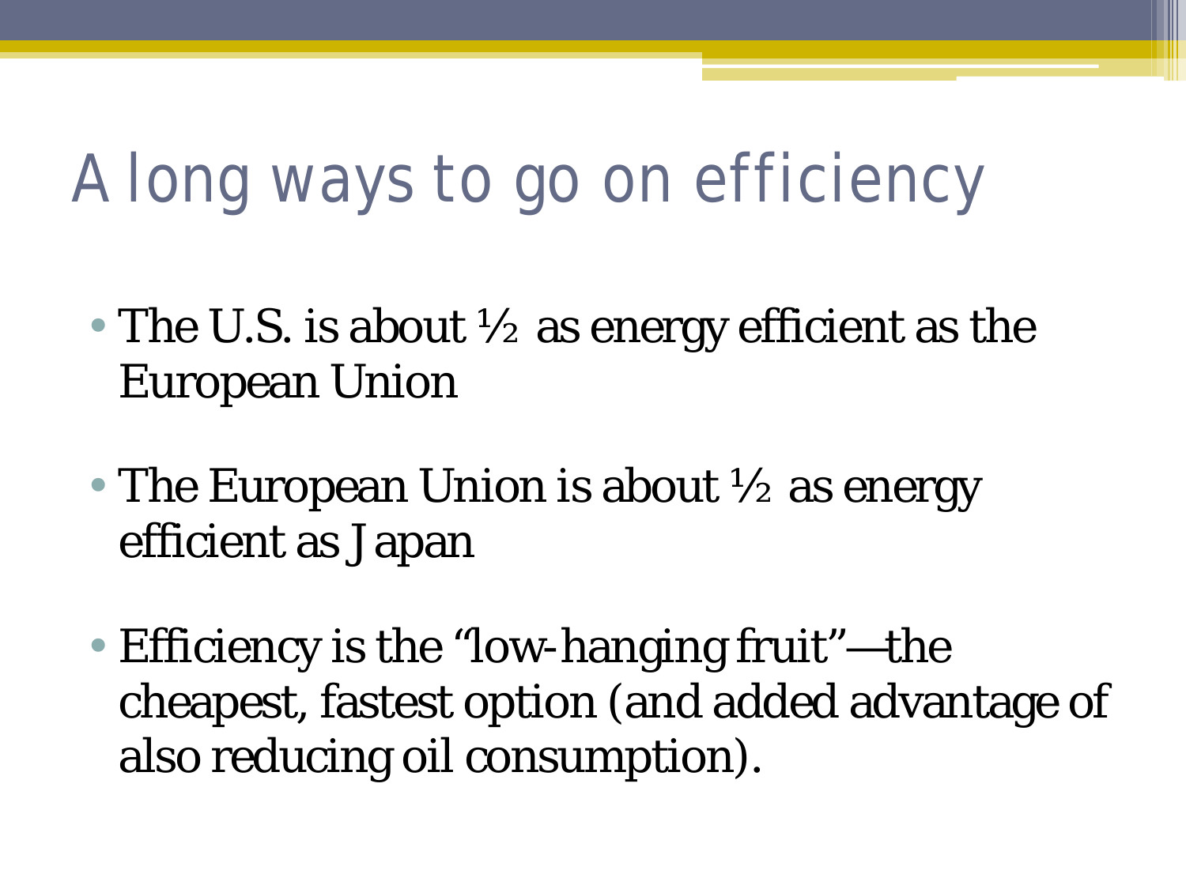# A long ways to go on efficiency

- The U.S. is about ½ as energy efficient as the European Union
- The European Union is about ½ as energy efficient as Japan
- Efficiency is the “low-hanging fruit”—the cheapest, fastest option (and added advantage of also reducing oil consumption).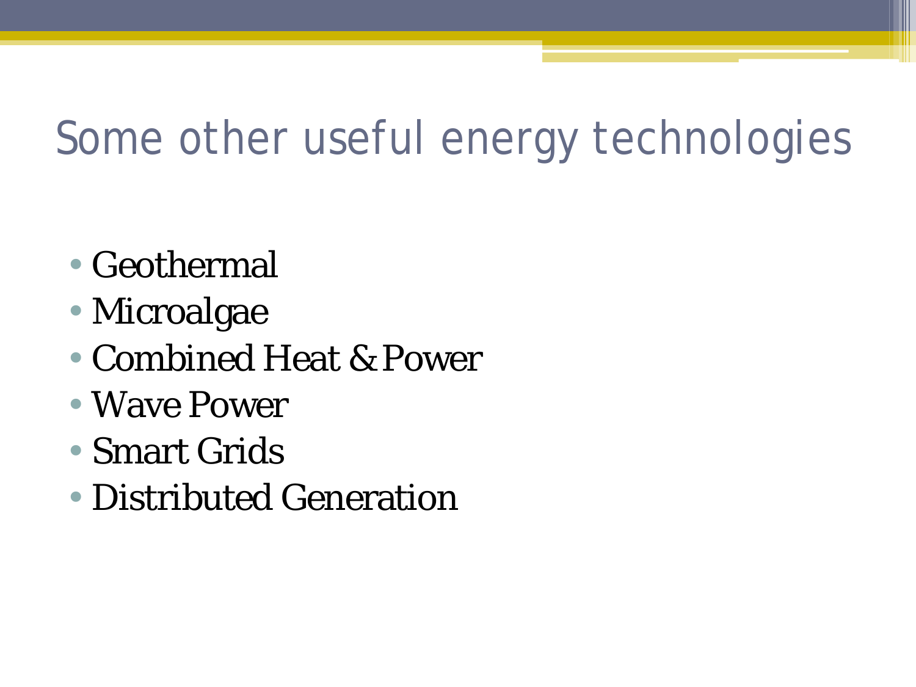# Some other useful energy technologies

- Geothermal
- Microalgae
- Combined Heat & Power
- Wave Power
- Smart Grids
- Distributed Generation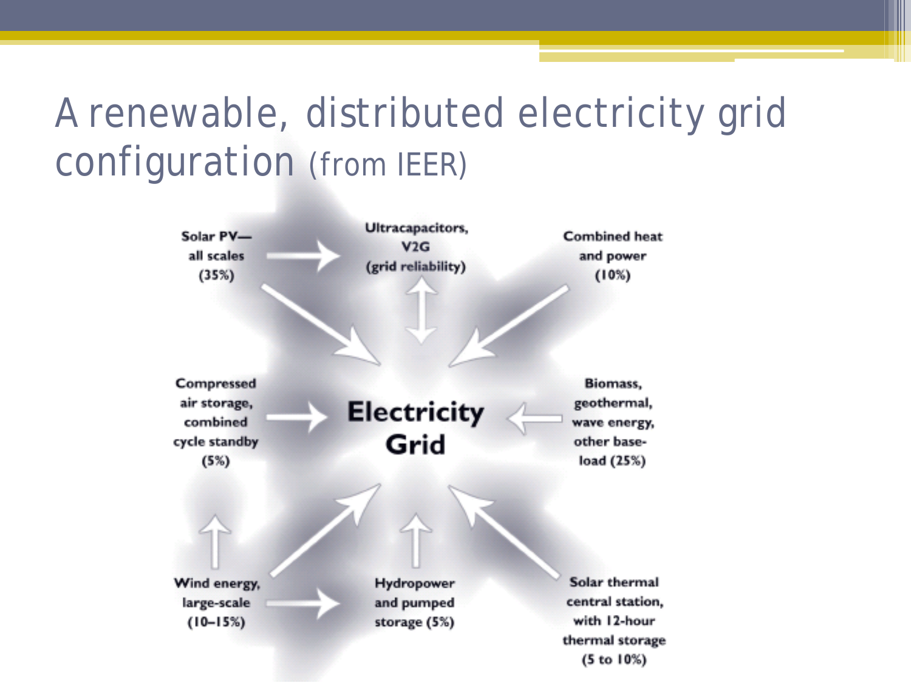# A renewable, distributed electricity grid configuration (from IEER)

Solar PV— all scales (35%)

Ultracapacitors, V2G (grid reliability)

Combined heat and power (10%)

Compressed air storage, combined cycle standby (5%)

Electricity Grid

Biomass, geothermal, wave energy, other base-load (25%)

Wind energy, large-scale (10–15%)

Hydropower and pumped storage (5%)

Solar thermal central station, with 12-hour thermal storage (5 to 10%)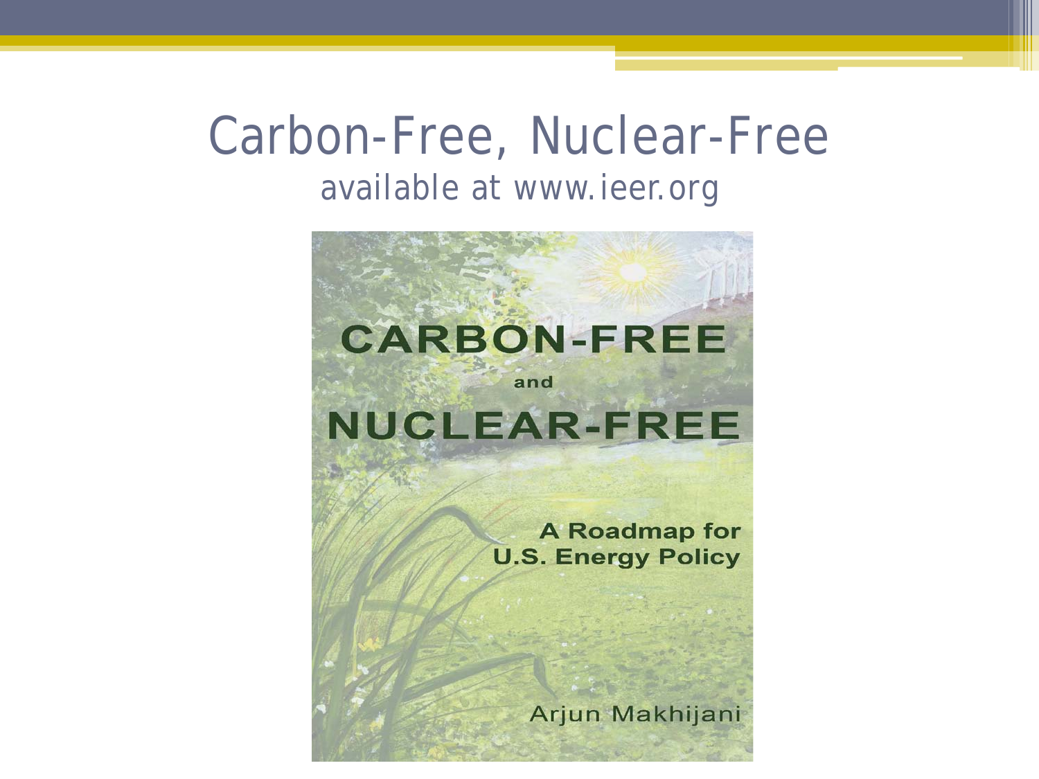# Carbon-Free, Nuclear-Free

available at www.ieer.org

CARBON-FREE

and

NUCLEAR-FREE

A Roadmap for U.S. Energy Policy

Arjun Makhijani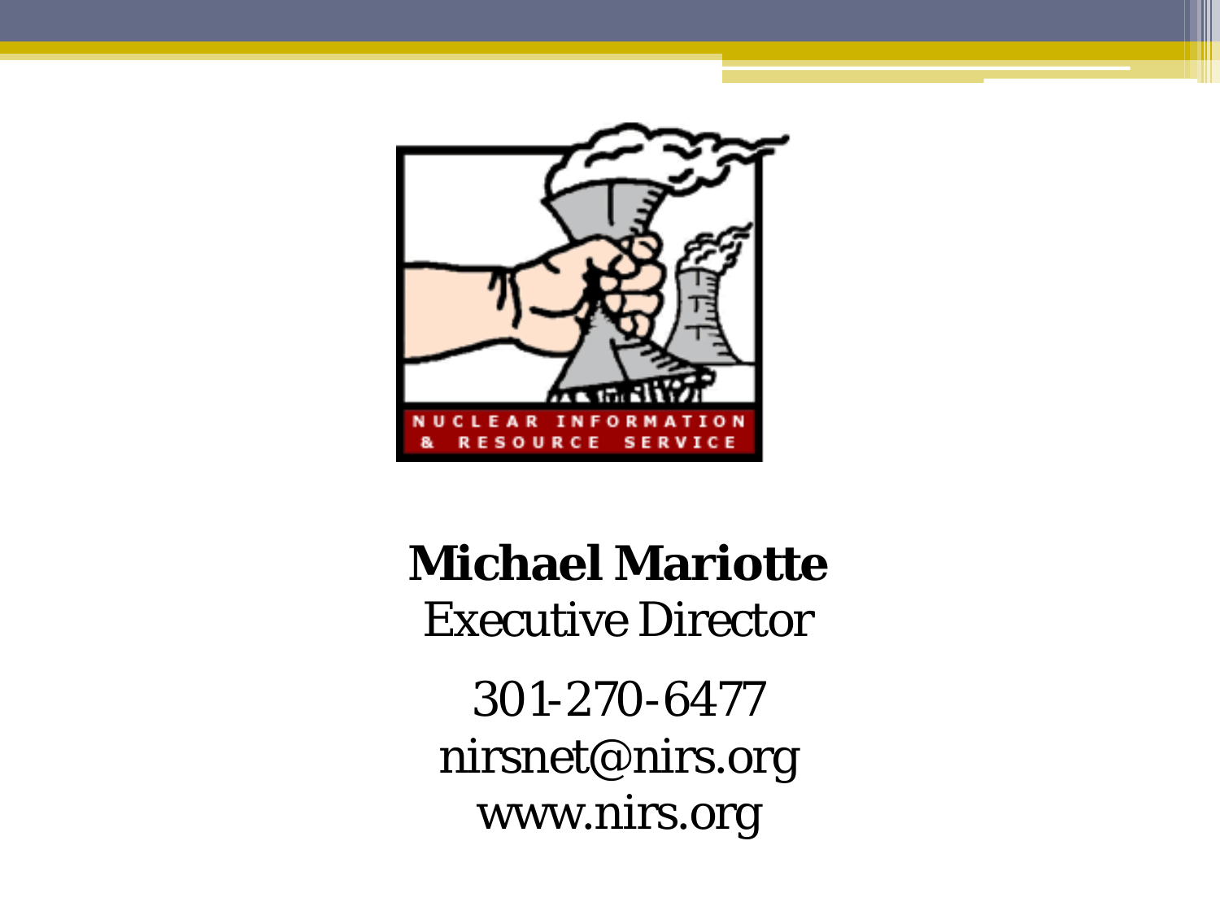NUCLEAR INFORMATION & RESOURCE SERVICE

**Michael Mariotte**
Executive Director

301-270-6477
nirsnet@nirs.org
www.nirs.org